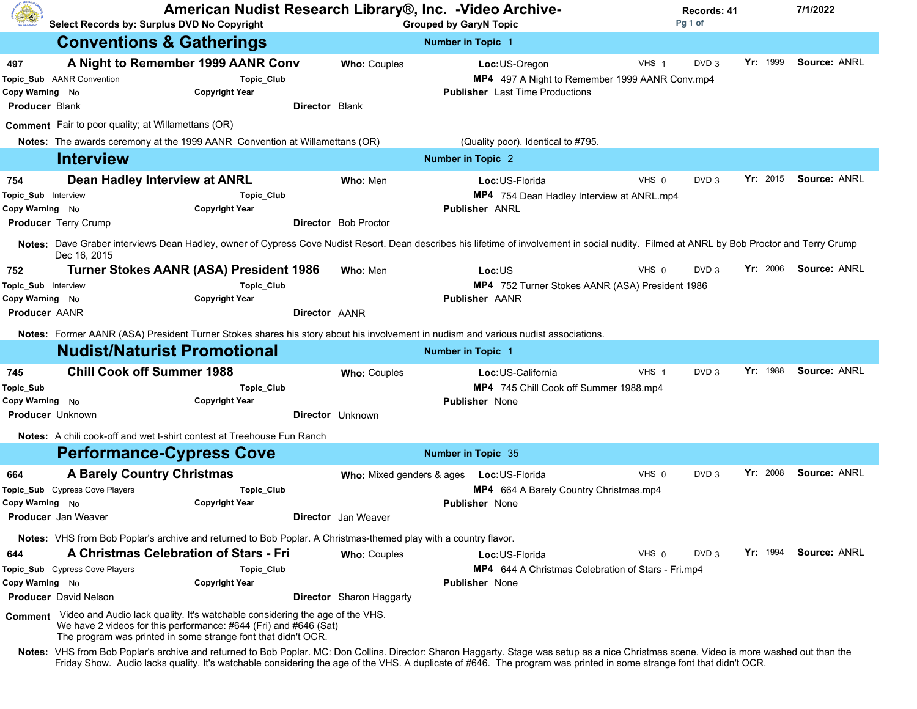# American Nudist Research Library®, Inc. -Video Archive-

Select Records by: Surplus DVD No Copyright — Grouped by GaryN Topic — Records: 41 — 7/1/2022

## Conventions & Gatherings

Number in Topic 1

**497 A Night to Remember 1999 AANR Conv**
**Who:** Couples **Loc:** US-Oregon VHS 1 DVD 3 **Yr:** 1999 **Source:** ANRL
**Topic_Sub** AANR Convention **Topic_Club**
**MP4** 497 A Night to Remember 1999 AANR Conv.mp4
**Copy Warning** No **Copyright Year**
**Publisher** Last Time Productions
**Producer** Blank **Director** Blank
**Comment** Fair to poor quality; at Willamettans (OR)
**Notes:** The awards ceremony at the 1999 AANR Convention at Willamettans (OR) (Quality poor). Identical to #795.

## Interview

Number in Topic 2

**754 Dean Hadley Interview at ANRL**
**Who:** Men **Loc:** US-Florida VHS 0 DVD 3 **Yr:** 2015 **Source:** ANRL
**Topic_Sub** Interview **Topic_Club**
**MP4** 754 Dean Hadley Interview at ANRL.mp4
**Copy Warning** No **Copyright Year**
**Publisher** ANRL
**Producer** Terry Crump **Director** Bob Proctor
**Notes:** Dave Graber interviews Dean Hadley, owner of Cypress Cove Nudist Resort. Dean describes his lifetime of involvement in social nudity. Filmed at ANRL by Bob Proctor and Terry Crump Dec 16, 2015

**752 Turner Stokes AANR (ASA) President 1986**
**Who:** Men **Loc:** US VHS 0 DVD 3 **Yr:** 2006 **Source:** ANRL
**Topic_Sub** Interview **Topic_Club**
**MP4** 752 Turner Stokes AANR (ASA) President 1986
**Copy Warning** No **Copyright Year**
**Publisher** AANR
**Producer** AANR **Director** AANR
**Notes:** Former AANR (ASA) President Turner Stokes shares his story about his involvement in nudism and various nudist associations.

## Nudist/Naturist Promotional

Number in Topic 1

**745 Chill Cook off Summer 1988**
**Who:** Couples **Loc:** US-California VHS 1 DVD 3 **Yr:** 1988 **Source:** ANRL
**Topic_Sub** **Topic_Club**
**MP4** 745 Chill Cook off Summer 1988.mp4
**Copy Warning** No **Copyright Year**
**Publisher** None
**Producer** Unknown **Director** Unknown
**Notes:** A chili cook-off and wet t-shirt contest at Treehouse Fun Ranch

## Performance-Cypress Cove

Number in Topic 35

**664 A Barely Country Christmas**
**Who:** Mixed genders & ages **Loc:** US-Florida VHS 0 DVD 3 **Yr:** 2008 **Source:** ANRL
**Topic_Sub** Cypress Cove Players **Topic_Club**
**MP4** 664 A Barely Country Christmas.mp4
**Copy Warning** No **Copyright Year**
**Publisher** None
**Producer** Jan Weaver **Director** Jan Weaver
**Notes:** VHS from Bob Poplar's archive and returned to Bob Poplar. A Christmas-themed play with a country flavor.

**644 A Christmas Celebration of Stars - Fri**
**Who:** Couples **Loc:** US-Florida VHS 0 DVD 3 **Yr:** 1994 **Source:** ANRL
**Topic_Sub** Cypress Cove Players **Topic_Club**
**MP4** 644 A Christmas Celebration of Stars - Fri.mp4
**Copy Warning** No **Copyright Year**
**Publisher** None
**Producer** David Nelson **Director** Sharon Haggarty
**Comment** Video and Audio lack quality. It's watchable considering the age of the VHS.
We have 2 videos for this performance: #644 (Fri) and #646 (Sat)
The program was printed in some strange font that didn't OCR.
**Notes:** VHS from Bob Poplar's archive and returned to Bob Poplar. MC: Don Collins. Director: Sharon Haggarty. Stage was setup as a nice Christmas scene. Video is more washed out than the Friday Show. Audio lacks quality. It's watchable considering the age of the VHS. A duplicate of #646. The program was printed in some strange font that didn't OCR.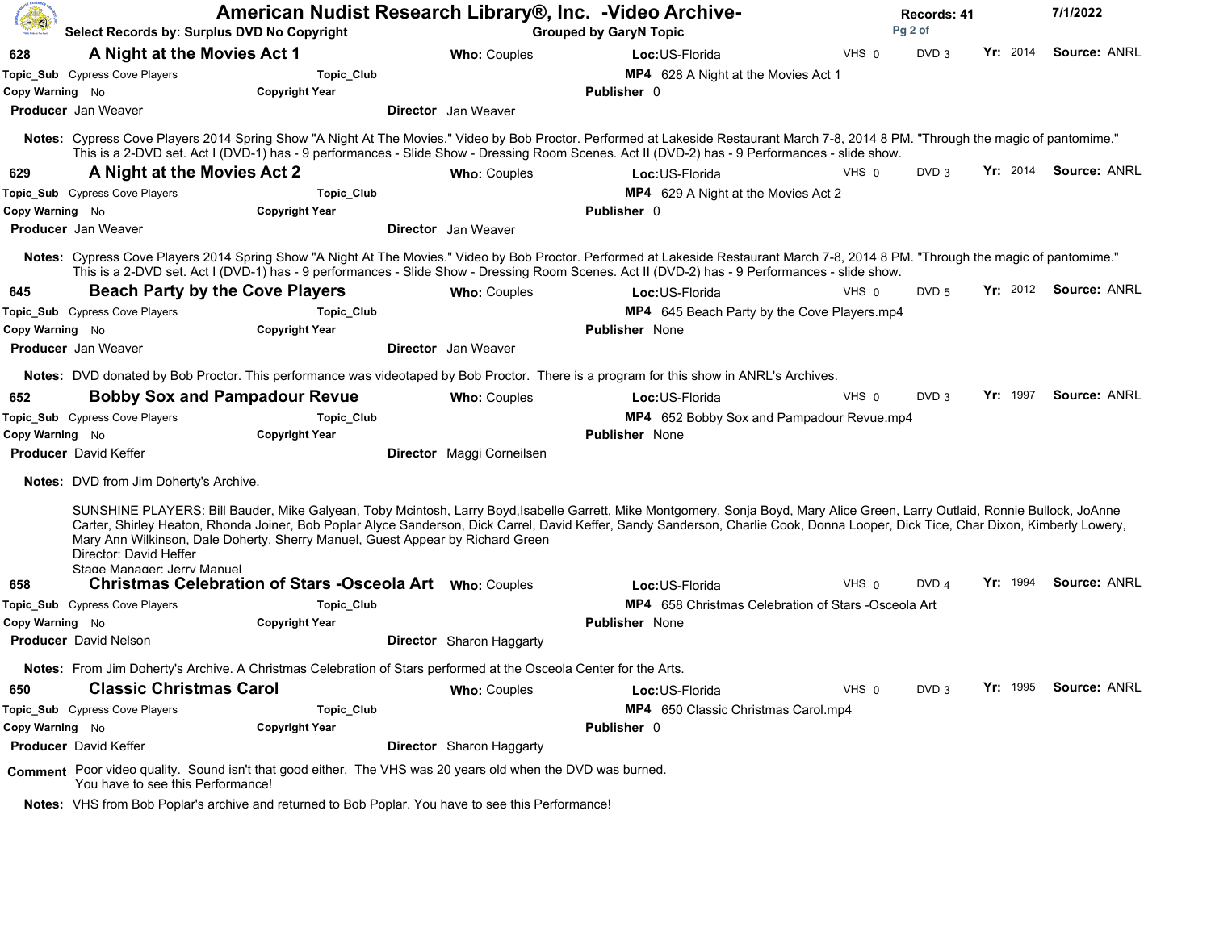# American Nudist Research Library®, Inc. -Video Archive-

**Select Records by: Surplus DVD No Copyright** — **Grouped by GaryN Topic** — **Records: 41** — 7/1/2022

---

### 628 A Night at the Movies Act 1

**Who:** Couples | **Loc:** US-Florida | VHS 0 | DVD 3 | **Yr:** 2014 | **Source:** ANRL

**Topic_Sub** Cypress Cove Players | **Topic_Club** | **MP4** 628 A Night at the Movies Act 1

**Copy Warning** No | **Copyright Year** | **Publisher** 0

**Producer** Jan Weaver | **Director** Jan Weaver

**Notes:** Cypress Cove Players 2014 Spring Show "A Night At The Movies." Video by Bob Proctor. Performed at Lakeside Restaurant March 7-8, 2014 8 PM. "Through the magic of pantomime." This is a 2-DVD set. Act I (DVD-1) has - 9 performances - Slide Show - Dressing Room Scenes. Act II (DVD-2) has - 9 Performances - slide show.

---

### 629 A Night at the Movies Act 2

**Who:** Couples | **Loc:** US-Florida | VHS 0 | DVD 3 | **Yr:** 2014 | **Source:** ANRL

**Topic_Sub** Cypress Cove Players | **Topic_Club** | **MP4** 629 A Night at the Movies Act 2

**Copy Warning** No | **Copyright Year** | **Publisher** 0

**Producer** Jan Weaver | **Director** Jan Weaver

**Notes:** Cypress Cove Players 2014 Spring Show "A Night At The Movies." Video by Bob Proctor. Performed at Lakeside Restaurant March 7-8, 2014 8 PM. "Through the magic of pantomime." This is a 2-DVD set. Act I (DVD-1) has - 9 performances - Slide Show - Dressing Room Scenes. Act II (DVD-2) has - 9 Performances - slide show.

---

### 645 Beach Party by the Cove Players

**Who:** Couples | **Loc:** US-Florida | VHS 0 | DVD 5 | **Yr:** 2012 | **Source:** ANRL

**Topic_Sub** Cypress Cove Players | **Topic_Club** | **MP4** 645 Beach Party by the Cove Players.mp4

**Copy Warning** No | **Copyright Year** | **Publisher** None

**Producer** Jan Weaver | **Director** Jan Weaver

**Notes:** DVD donated by Bob Proctor. This performance was videotaped by Bob Proctor. There is a program for this show in ANRL's Archives.

---

### 652 Bobby Sox and Pampadour Revue

**Who:** Couples | **Loc:** US-Florida | VHS 0 | DVD 3 | **Yr:** 1997 | **Source:** ANRL

**Topic_Sub** Cypress Cove Players | **Topic_Club** | **MP4** 652 Bobby Sox and Pampadour Revue.mp4

**Copy Warning** No | **Copyright Year** | **Publisher** None

**Producer** David Keffer | **Director** Maggi Corneilsen

**Notes:** DVD from Jim Doherty's Archive.

SUNSHINE PLAYERS: Bill Bauder, Mike Galyean, Toby Mcintosh, Larry Boyd,Isabelle Garrett, Mike Montgomery, Sonja Boyd, Mary Alice Green, Larry Outlaid, Ronnie Bullock, JoAnne Carter, Shirley Heaton, Rhonda Joiner, Bob Poplar Alyce Sanderson, Dick Carrel, David Keffer, Sandy Sanderson, Charlie Cook, Donna Looper, Dick Tice, Char Dixon, Kimberly Lowery, Mary Ann Wilkinson, Dale Doherty, Sherry Manuel, Guest Appear by Richard Green
Director: David Heffer
Stage Manager: Jerry Manuel

---

### 658 Christmas Celebration of Stars -Osceola Art

**Who:** Couples | **Loc:** US-Florida | VHS 0 | DVD 4 | **Yr:** 1994 | **Source:** ANRL

**Topic_Sub** Cypress Cove Players | **Topic_Club** | **MP4** 658 Christmas Celebration of Stars -Osceola Art

**Copy Warning** No | **Copyright Year** | **Publisher** None

**Producer** David Nelson | **Director** Sharon Haggarty

**Notes:** From Jim Doherty's Archive. A Christmas Celebration of Stars performed at the Osceola Center for the Arts.

---

### 650 Classic Christmas Carol

**Who:** Couples | **Loc:** US-Florida | VHS 0 | DVD 3 | **Yr:** 1995 | **Source:** ANRL

**Topic_Sub** Cypress Cove Players | **Topic_Club** | **MP4** 650 Classic Christmas Carol.mp4

**Copy Warning** No | **Copyright Year** | **Publisher** 0

**Producer** David Keffer | **Director** Sharon Haggarty

**Comment** Poor video quality. Sound isn't that good either. The VHS was 20 years old when the DVD was burned. You have to see this Performance!

**Notes:** VHS from Bob Poplar's archive and returned to Bob Poplar. You have to see this Performance!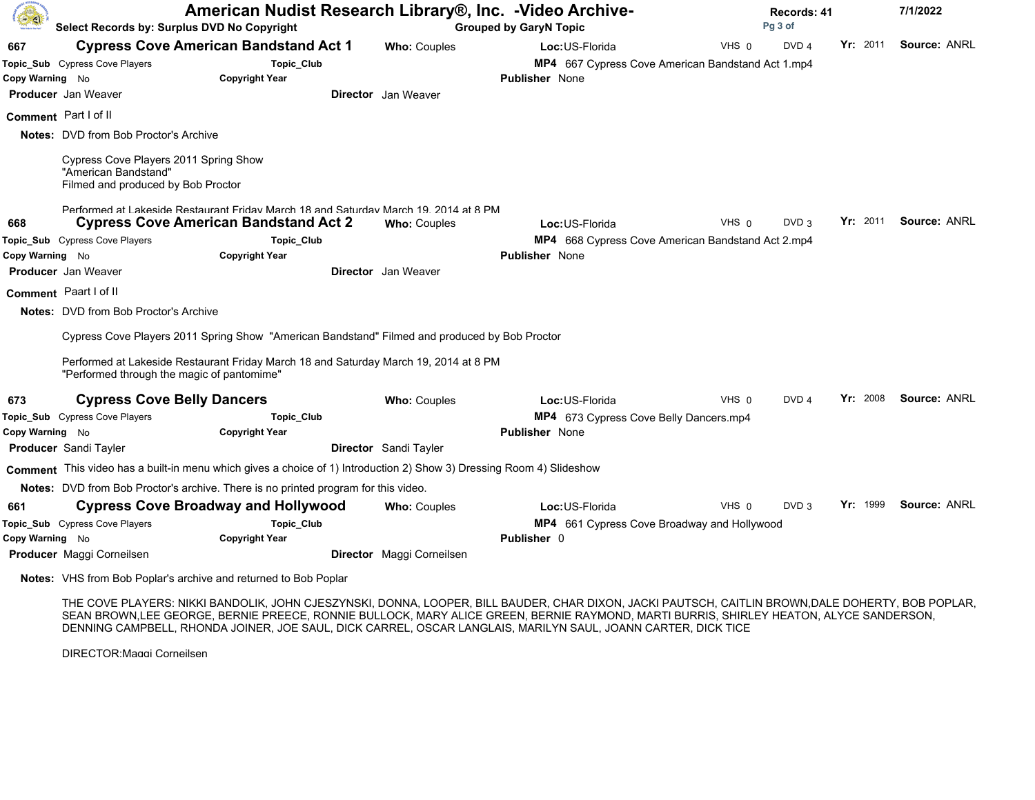# American Nudist Research Library®, Inc. -Video Archive-

Select Records by: Surplus DVD No Copyright | Grouped by GaryN Topic | Records: 41 | 7/1/2022

## 667 Cypress Cove American Bandstand Act 1

**Who:** Couples **Loc:** US-Florida VHS 0 DVD 4 **Yr:** 2011 **Source:** ANRL

**Topic_Sub** Cypress Cove Players **Topic_Club**

**MP4** 667 Cypress Cove American Bandstand Act 1.mp4

**Copy Warning** No **Copyright Year** **Publisher** None

**Producer** Jan Weaver **Director** Jan Weaver

**Comment** Part I of II

**Notes:** DVD from Bob Proctor's Archive

Cypress Cove Players 2011 Spring Show
"American Bandstand"
Filmed and produced by Bob Proctor

Performed at Lakeside Restaurant Friday March 18 and Saturday March 19, 2014 at 8 PM

## 668 Cypress Cove American Bandstand Act 2

**Who:** Couples **Loc:** US-Florida VHS 0 DVD 3 **Yr:** 2011 **Source:** ANRL

**Topic_Sub** Cypress Cove Players **Topic_Club**

**MP4** 668 Cypress Cove American Bandstand Act 2.mp4

**Copy Warning** No **Copyright Year** **Publisher** None

**Producer** Jan Weaver **Director** Jan Weaver

**Comment** Paart I of II

**Notes:** DVD from Bob Proctor's Archive

Cypress Cove Players 2011 Spring Show "American Bandstand" Filmed and produced by Bob Proctor

Performed at Lakeside Restaurant Friday March 18 and Saturday March 19, 2014 at 8 PM
"Performed through the magic of pantomime"

## 673 Cypress Cove Belly Dancers

**Who:** Couples **Loc:** US-Florida VHS 0 DVD 4 **Yr:** 2008 **Source:** ANRL

**Topic_Sub** Cypress Cove Players **Topic_Club**

**MP4** 673 Cypress Cove Belly Dancers.mp4

**Copy Warning** No **Copyright Year** **Publisher** None

**Producer** Sandi Tayler **Director** Sandi Tayler

**Comment** This video has a built-in menu which gives a choice of 1) Introduction 2) Show 3) Dressing Room 4) Slideshow

**Notes:** DVD from Bob Proctor's archive. There is no printed program for this video.

## 661 Cypress Cove Broadway and Hollywood

**Who:** Couples **Loc:** US-Florida VHS 0 DVD 3 **Yr:** 1999 **Source:** ANRL

**Topic_Sub** Cypress Cove Players **Topic_Club**

**MP4** 661 Cypress Cove Broadway and Hollywood

**Copy Warning** No **Copyright Year** **Publisher** 0

**Producer** Maggi Corneilsen **Director** Maggi Corneilsen

**Notes:** VHS from Bob Poplar's archive and returned to Bob Poplar

THE COVE PLAYERS: NIKKI BANDOLIK, JOHN CJESZYNSKI, DONNA, LOOPER, BILL BAUDER, CHAR DIXON, JACKI PAUTSCH, CAITLIN BROWN,DALE DOHERTY, BOB POPLAR, SEAN BROWN,LEE GEORGE, BERNIE PREECE, RONNIE BULLOCK, MARY ALICE GREEN, BERNIE RAYMOND, MARTI BURRIS, SHIRLEY HEATON, ALYCE SANDERSON, DENNING CAMPBELL, RHONDA JOINER, JOE SAUL, DICK CARREL, OSCAR LANGLAIS, MARILYN SAUL, JOANN CARTER, DICK TICE

DIRECTOR:Maggi Corneilsen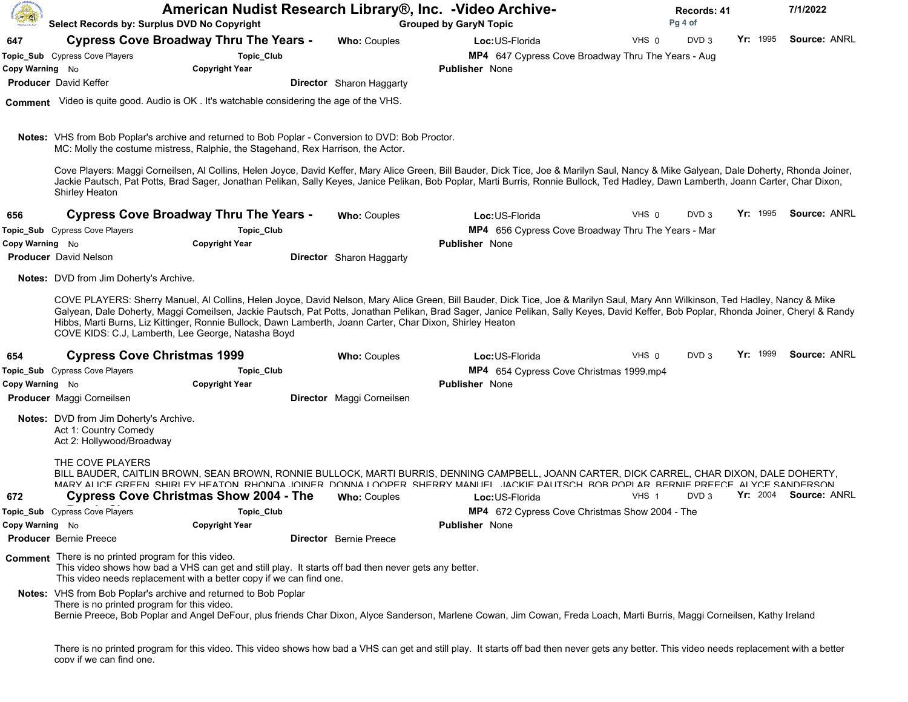# American Nudist Research Library®, Inc. -Video Archive-

**Select Records by: Surplus DVD No Copyright** — **Grouped by GaryN Topic** — **Records: 41** — 7/1/2022

---

## 647 Cypress Cove Broadway Thru The Years -

**Who:** Couples **Loc:** US-Florida VHS 0 DVD 3 **Yr:** 1995 **Source:** ANRL

**Topic_Sub** Cypress Cove Players **Topic_Club** **MP4** 647 Cypress Cove Broadway Thru The Years - Aug

**Copy Warning** No **Copyright Year** **Publisher** None

**Producer** David Keffer **Director** Sharon Haggarty

**Comment** Video is quite good. Audio is OK . It's watchable considering the age of the VHS.

**Notes:** VHS from Bob Poplar's archive and returned to Bob Poplar - Conversion to DVD: Bob Proctor.
MC: Molly the costume mistress, Ralphie, the Stagehand, Rex Harrison, the Actor.

Cove Players: Maggi Corneilsen, Al Collins, Helen Joyce, David Keffer, Mary Alice Green, Bill Bauder, Dick Tice, Joe & Marilyn Saul, Nancy & Mike Galyean, Dale Doherty, Rhonda Joiner, Jackie Pautsch, Pat Potts, Brad Sager, Jonathan Pelikan, Sally Keyes, Janice Pelikan, Bob Poplar, Marti Burris, Ronnie Bullock, Ted Hadley, Dawn Lamberth, Joann Carter, Char Dixon, Shirley Heaton

---

## 656 Cypress Cove Broadway Thru The Years -

**Who:** Couples **Loc:** US-Florida VHS 0 DVD 3 **Yr:** 1995 **Source:** ANRL

**Topic_Sub** Cypress Cove Players **Topic_Club** **MP4** 656 Cypress Cove Broadway Thru The Years - Mar

**Copy Warning** No **Copyright Year** **Publisher** None

**Producer** David Nelson **Director** Sharon Haggarty

**Notes:** DVD from Jim Doherty's Archive.

COVE PLAYERS: Sherry Manuel, Al Collins, Helen Joyce, David Nelson, Mary Alice Green, Bill Bauder, Dick Tice, Joe & Marilyn Saul, Mary Ann Wilkinson, Ted Hadley, Nancy & Mike Galyean, Dale Doherty, Maggi Comeilsen, Jackie Pautsch, Pat Potts, Jonathan Pelikan, Brad Sager, Janice Pelikan, Sally Keyes, David Keffer, Bob Poplar, Rhonda Joiner, Cheryl & Randy Hibbs, Marti Burns, Liz Kittinger, Ronnie Bullock, Dawn Lamberth, Joann Carter, Char Dixon, Shirley Heaton
COVE KIDS: C.J, Lamberth, Lee George, Natasha Boyd

---

## 654 Cypress Cove Christmas 1999

**Who:** Couples **Loc:** US-Florida VHS 0 DVD 3 **Yr:** 1999 **Source:** ANRL

**Topic_Sub** Cypress Cove Players **Topic_Club** **MP4** 654 Cypress Cove Christmas 1999.mp4

**Copy Warning** No **Copyright Year** **Publisher** None

**Producer** Maggi Corneilsen **Director** Maggi Corneilsen

**Notes:** DVD from Jim Doherty's Archive.
Act 1: Country Comedy
Act 2: Hollywood/Broadway

THE COVE PLAYERS
BILL BAUDER, CAITLIN BROWN, SEAN BROWN, RONNIE BULLOCK, MARTI BURRIS, DENNING CAMPBELL, JOANN CARTER, DICK CARREL, CHAR DIXON, DALE DOHERTY, MARY ALICE GREEN, SHIRLEY HEATON, RHONDA JOINER, DONNA LOOPER, SHERRY MANUEL, JACKIE PAUTSCH, BOB POPLAR, BERNIE PREECE, ALYCE SANDERSON

---

## 672 Cypress Cove Christmas Show 2004 - The

**Who:** Couples **Loc:** US-Florida VHS 1 DVD 3 **Yr:** 2004 **Source:** ANRL

**Topic_Sub** Cypress Cove Players **Topic_Club** **MP4** 672 Cypress Cove Christmas Show 2004 - The

**Copy Warning** No **Copyright Year** **Publisher** None

**Producer** Bernie Preece **Director** Bernie Preece

**Comment** There is no printed program for this video.
This video shows how bad a VHS can get and still play. It starts off bad then never gets any better.
This video needs replacement with a better copy if we can find one.

**Notes:** VHS from Bob Poplar's archive and returned to Bob Poplar
There is no printed program for this video.
Bernie Preece, Bob Poplar and Angel DeFour, plus friends Char Dixon, Alyce Sanderson, Marlene Cowan, Jim Cowan, Freda Loach, Marti Burris, Maggi Corneilsen, Kathy Ireland

There is no printed program for this video. This video shows how bad a VHS can get and still play. It starts off bad then never gets any better. This video needs replacement with a better copy if we can find one.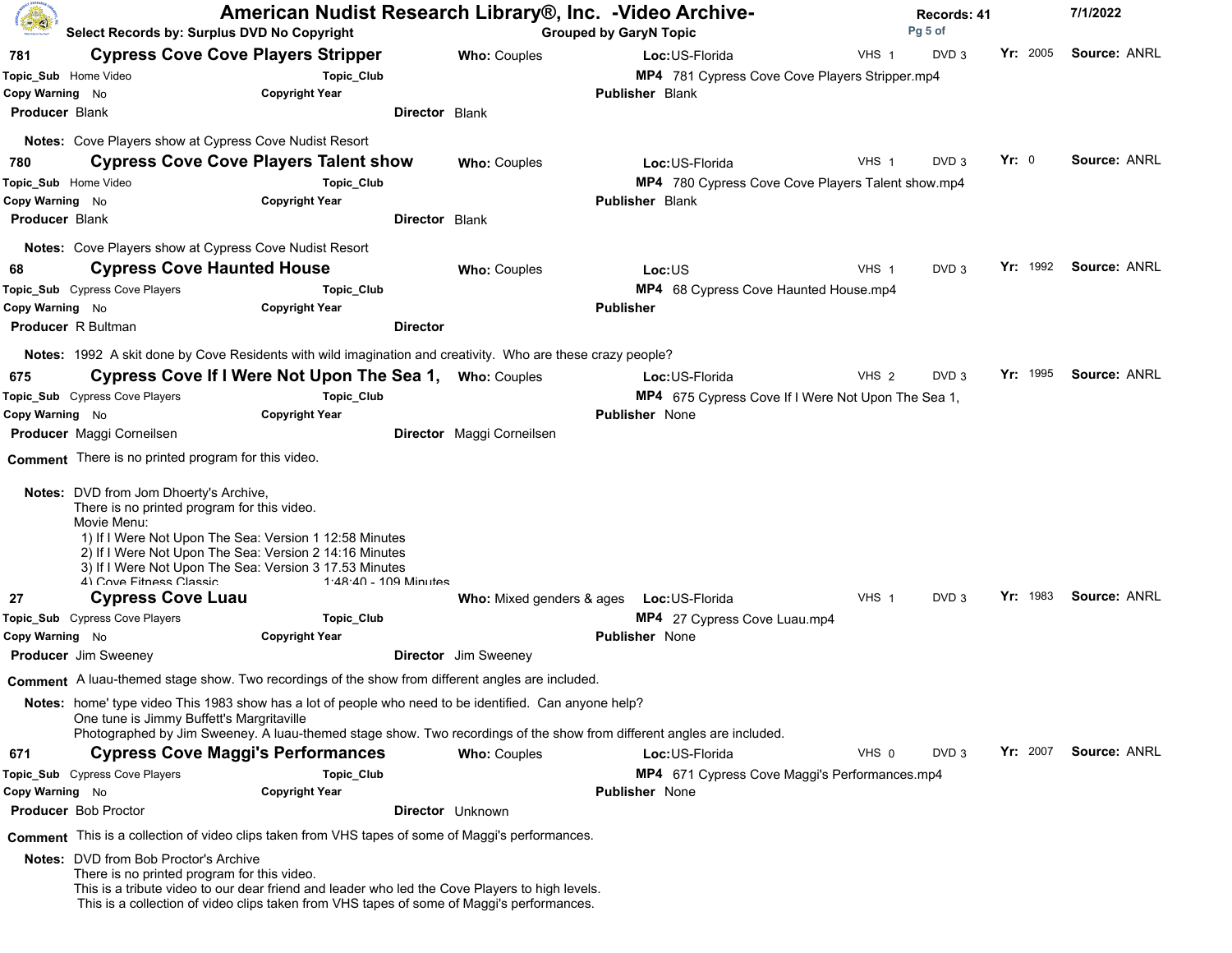# American Nudist Research Library®, Inc. -Video Archive-

**Select Records by: Surplus DVD No Copyright** | **Grouped by GaryN Topic** | **Records: 41** | 7/1/2022

---

### 781 Cypress Cove Cove Players Stripper

**Who:** Couples | **Loc:** US-Florida | VHS 1 | DVD 3 | **Yr:** 2005 | **Source:** ANRL

**Topic_Sub** Home Video | **Topic_Club** | **MP4** 781 Cypress Cove Cove Players Stripper.mp4

**Copy Warning** No | **Copyright Year** | **Publisher** Blank

**Producer** Blank | **Director** Blank

**Notes:** Cove Players show at Cypress Cove Nudist Resort

---

### 780 Cypress Cove Cove Players Talent show

**Who:** Couples | **Loc:** US-Florida | VHS 1 | DVD 3 | **Yr:** 0 | **Source:** ANRL

**Topic_Sub** Home Video | **Topic_Club** | **MP4** 780 Cypress Cove Cove Players Talent show.mp4

**Copy Warning** No | **Copyright Year** | **Publisher** Blank

**Producer** Blank | **Director** Blank

**Notes:** Cove Players show at Cypress Cove Nudist Resort

---

### 68 Cypress Cove Haunted House

**Who:** Couples | **Loc:** US | VHS 1 | DVD 3 | **Yr:** 1992 | **Source:** ANRL

**Topic_Sub** Cypress Cove Players | **Topic_Club** | **MP4** 68 Cypress Cove Haunted House.mp4

**Copy Warning** No | **Copyright Year** | **Publisher**

**Producer** R Bultman | **Director**

**Notes:** 1992 A skit done by Cove Residents with wild imagination and creativity. Who are these crazy people?

---

### 675 Cypress Cove If I Were Not Upon The Sea 1,

**Who:** Couples | **Loc:** US-Florida | VHS 2 | DVD 3 | **Yr:** 1995 | **Source:** ANRL

**Topic_Sub** Cypress Cove Players | **Topic_Club** | **MP4** 675 Cypress Cove If I Were Not Upon The Sea 1,

**Copy Warning** No | **Copyright Year** | **Publisher** None

**Producer** Maggi Corneilsen | **Director** Maggi Corneilsen

**Comment** There is no printed program for this video.

**Notes:** DVD from Jom Dhoerty's Archive,
There is no printed program for this video.
Movie Menu:
1) If I Were Not Upon The Sea: Version 1 12:58 Minutes
2) If I Were Not Upon The Sea: Version 2 14:16 Minutes
3) If I Were Not Upon The Sea: Version 3 17.53 Minutes
4) Cove Fitness Classic 1:48:40 - 109 Minutes

---

### 27 Cypress Cove Luau

**Who:** Mixed genders & ages | **Loc:** US-Florida | VHS 1 | DVD 3 | **Yr:** 1983 | **Source:** ANRL

**Topic_Sub** Cypress Cove Players | **Topic_Club** | **MP4** 27 Cypress Cove Luau.mp4

**Copy Warning** No | **Copyright Year** | **Publisher** None

**Producer** Jim Sweeney | **Director** Jim Sweeney

**Comment** A luau-themed stage show. Two recordings of the show from different angles are included.

**Notes:** home' type video This 1983 show has a lot of people who need to be identified. Can anyone help?
One tune is Jimmy Buffett's Margritaville
Photographed by Jim Sweeney. A luau-themed stage show. Two recordings of the show from different angles are included.

---

### 671 Cypress Cove Maggi's Performances

**Who:** Couples | **Loc:** US-Florida | VHS 0 | DVD 3 | **Yr:** 2007 | **Source:** ANRL

**Topic_Sub** Cypress Cove Players | **Topic_Club** | **MP4** 671 Cypress Cove Maggi's Performances.mp4

**Copy Warning** No | **Copyright Year** | **Publisher** None

**Producer** Bob Proctor | **Director** Unknown

**Comment** This is a collection of video clips taken from VHS tapes of some of Maggi's performances.

**Notes:** DVD from Bob Proctor's Archive
There is no printed program for this video.
This is a tribute video to our dear friend and leader who led the Cove Players to high levels.
This is a collection of video clips taken from VHS tapes of some of Maggi's performances.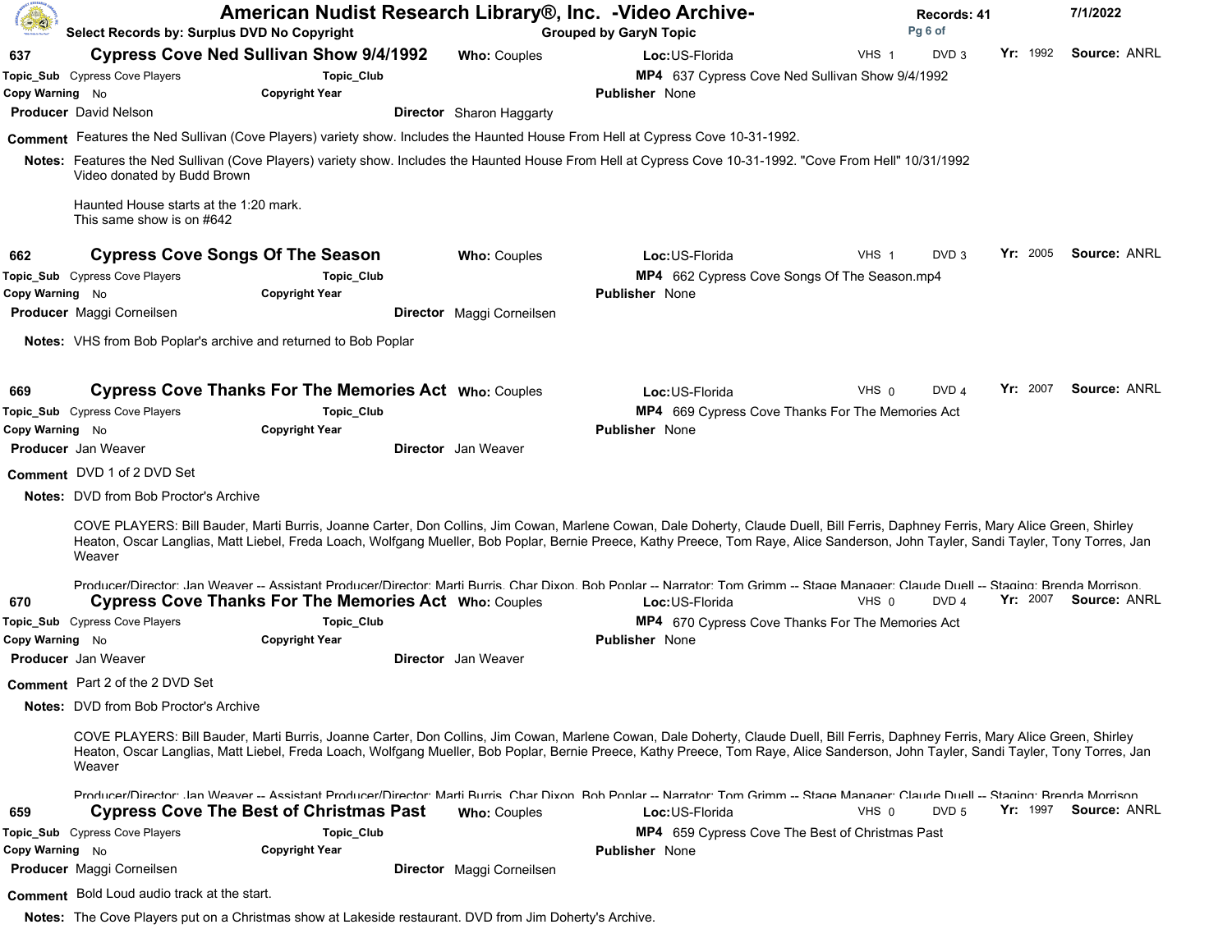## 637 Cypress Cove Ned Sullivan Show 9/4/1992

**Who:** Couples **Loc:** US-Florida VHS 1 DVD 3 **Yr:** 1992 **Source:** ANRL

**Topic_Sub** Cypress Cove Players **Topic_Club**

**MP4** 637 Cypress Cove Ned Sullivan Show 9/4/1992

**Copy Warning** No **Copyright Year** **Publisher** None

**Producer** David Nelson **Director** Sharon Haggarty

**Comment** Features the Ned Sullivan (Cove Players) variety show. Includes the Haunted House From Hell at Cypress Cove 10-31-1992.

**Notes:** Features the Ned Sullivan (Cove Players) variety show. Includes the Haunted House From Hell at Cypress Cove 10-31-1992. "Cove From Hell" 10/31/1992
Video donated by Budd Brown

Haunted House starts at the 1:20 mark.
This same show is on #642

## 662 Cypress Cove Songs Of The Season

**Who:** Couples **Loc:** US-Florida VHS 1 DVD 3 **Yr:** 2005 **Source:** ANRL

**Topic_Sub** Cypress Cove Players **Topic_Club**

**MP4** 662 Cypress Cove Songs Of The Season.mp4

**Copy Warning** No **Copyright Year** **Publisher** None

**Producer** Maggi Corneilsen **Director** Maggi Corneilsen

**Notes:** VHS from Bob Poplar's archive and returned to Bob Poplar

## 669 Cypress Cove Thanks For The Memories Act

**Who:** Couples **Loc:** US-Florida VHS 0 DVD 4 **Yr:** 2007 **Source:** ANRL

**Topic_Sub** Cypress Cove Players **Topic_Club**

**MP4** 669 Cypress Cove Thanks For The Memories Act

**Copy Warning** No **Copyright Year** **Publisher** None

**Producer** Jan Weaver **Director** Jan Weaver

**Comment** DVD 1 of 2 DVD Set

**Notes:** DVD from Bob Proctor's Archive

COVE PLAYERS: Bill Bauder, Marti Burris, Joanne Carter, Don Collins, Jim Cowan, Marlene Cowan, Dale Doherty, Claude Duell, Bill Ferris, Daphney Ferris, Mary Alice Green, Shirley Heaton, Oscar Langlias, Matt Liebel, Freda Loach, Wolfgang Mueller, Bob Poplar, Bernie Preece, Kathy Preece, Tom Raye, Alice Sanderson, John Tayler, Sandi Tayler, Tony Torres, Jan Weaver

Producer/Director: Jan Weaver -- Assistant Producer/Director: Marti Burris, Char Dixon, Bob Poplar -- Narrator: Tom Grimm -- Stage Manager: Claude Duell -- Staging: Brenda Morrison.

## 670 Cypress Cove Thanks For The Memories Act

**Who:** Couples **Loc:** US-Florida VHS 0 DVD 4 **Yr:** 2007 **Source:** ANRL

**Topic_Sub** Cypress Cove Players **Topic_Club**

**MP4** 670 Cypress Cove Thanks For The Memories Act

**Copy Warning** No **Copyright Year** **Publisher** None

**Producer** Jan Weaver **Director** Jan Weaver

**Comment** Part 2 of the 2 DVD Set

**Notes:** DVD from Bob Proctor's Archive

COVE PLAYERS: Bill Bauder, Marti Burris, Joanne Carter, Don Collins, Jim Cowan, Marlene Cowan, Dale Doherty, Claude Duell, Bill Ferris, Daphney Ferris, Mary Alice Green, Shirley Heaton, Oscar Langlias, Matt Liebel, Freda Loach, Wolfgang Mueller, Bob Poplar, Bernie Preece, Kathy Preece, Tom Raye, Alice Sanderson, John Tayler, Sandi Tayler, Tony Torres, Jan Weaver

Producer/Director: Jan Weaver -- Assistant Producer/Director: Marti Burris, Char Dixon, Bob Poplar -- Narrator: Tom Grimm -- Stage Manager: Claude Duell -- Staging: Brenda Morrison

## 659 Cypress Cove The Best of Christmas Past

**Who:** Couples **Loc:** US-Florida VHS 0 DVD 5 **Yr:** 1997 **Source:** ANRL

**Topic_Sub** Cypress Cove Players **Topic_Club**

**MP4** 659 Cypress Cove The Best of Christmas Past

**Copy Warning** No **Copyright Year** **Publisher** None

**Producer** Maggi Corneilsen **Director** Maggi Corneilsen

**Comment** Bold Loud audio track at the start.

**Notes:** The Cove Players put on a Christmas show at Lakeside restaurant. DVD from Jim Doherty's Archive.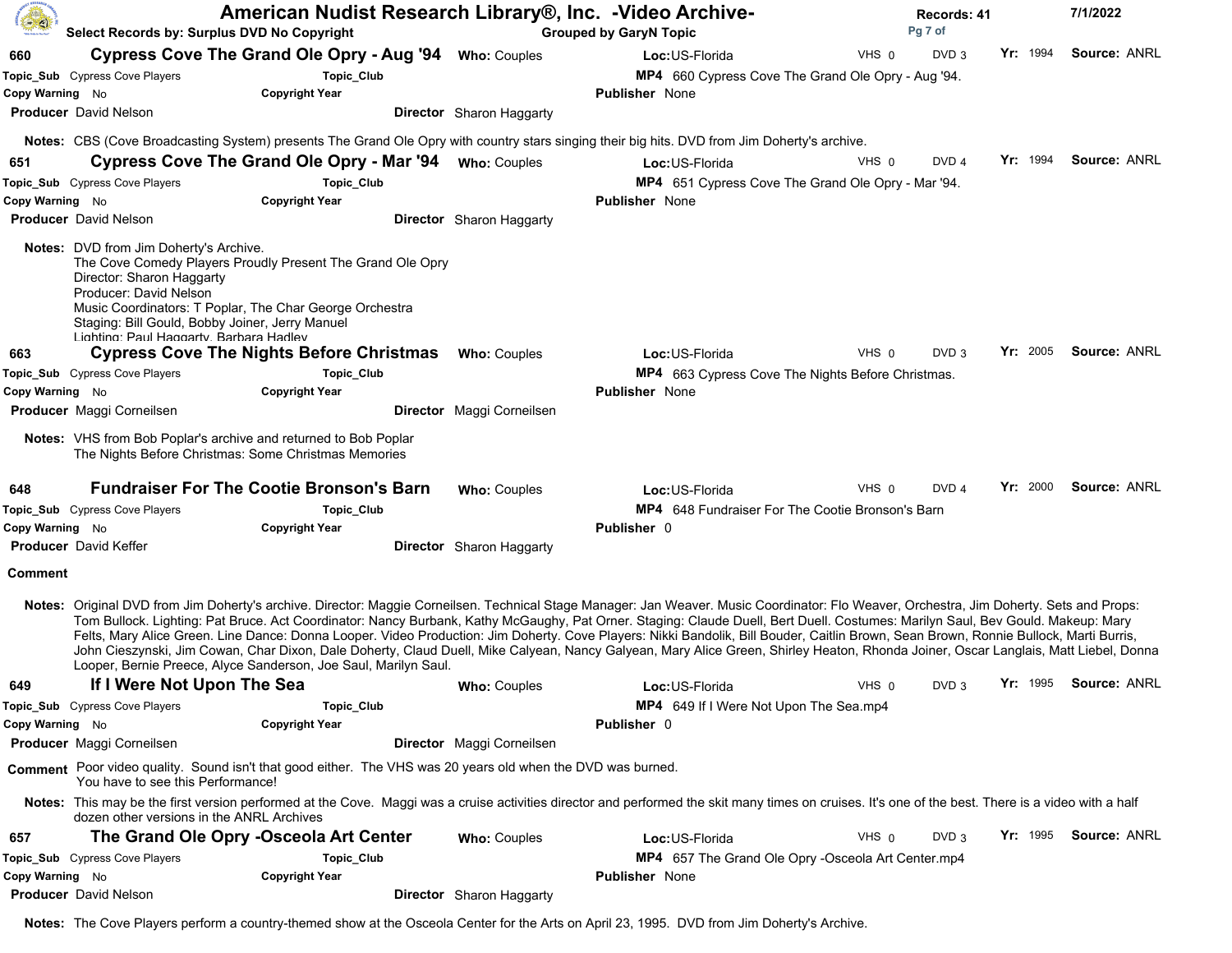## 660 Cypress Cove The Grand Ole Opry - Aug '94

**Who:** Couples **Loc:** US-Florida VHS 0 DVD 3 **Yr:** 1994 **Source:** ANRL

**Topic_Sub** Cypress Cove Players **Topic_Club** **MP4** 660 Cypress Cove The Grand Ole Opry - Aug '94.

**Copy Warning** No **Copyright Year** **Publisher** None

**Producer** David Nelson **Director** Sharon Haggarty

**Notes:** CBS (Cove Broadcasting System) presents The Grand Ole Opry with country stars singing their big hits. DVD from Jim Doherty's archive.

## 651 Cypress Cove The Grand Ole Opry - Mar '94

**Who:** Couples **Loc:** US-Florida VHS 0 DVD 4 **Yr:** 1994 **Source:** ANRL

**Topic_Sub** Cypress Cove Players **Topic_Club** **MP4** 651 Cypress Cove The Grand Ole Opry - Mar '94.

**Copy Warning** No **Copyright Year** **Publisher** None

**Producer** David Nelson **Director** Sharon Haggarty

**Notes:** DVD from Jim Doherty's Archive.
The Cove Comedy Players Proudly Present The Grand Ole Opry
Director: Sharon Haggarty
Producer: David Nelson
Music Coordinators: T Poplar, The Char George Orchestra
Staging: Bill Gould, Bobby Joiner, Jerry Manuel
Lighting: Paul Haggarty, Barbara Hadley

## 663 Cypress Cove The Nights Before Christmas

**Who:** Couples **Loc:** US-Florida VHS 0 DVD 3 **Yr:** 2005 **Source:** ANRL

**Topic_Sub** Cypress Cove Players **Topic_Club** **MP4** 663 Cypress Cove The Nights Before Christmas.

**Copy Warning** No **Copyright Year** **Publisher** None

**Producer** Maggi Corneilsen **Director** Maggi Corneilsen

**Notes:** VHS from Bob Poplar's archive and returned to Bob Poplar
The Nights Before Christmas: Some Christmas Memories

## 648 Fundraiser For The Cootie Bronson's Barn

**Who:** Couples **Loc:** US-Florida VHS 0 DVD 4 **Yr:** 2000 **Source:** ANRL

**Topic_Sub** Cypress Cove Players **Topic_Club** **MP4** 648 Fundraiser For The Cootie Bronson's Barn

**Copy Warning** No **Copyright Year** **Publisher** 0

**Producer** David Keffer **Director** Sharon Haggarty

**Comment**

**Notes:** Original DVD from Jim Doherty's archive. Director: Maggie Corneilsen. Technical Stage Manager: Jan Weaver. Music Coordinator: Flo Weaver, Orchestra, Jim Doherty. Sets and Props: Tom Bullock. Lighting: Pat Bruce. Act Coordinator: Nancy Burbank, Kathy McGaughy, Pat Orner. Staging: Claude Duell, Bert Duell. Costumes: Marilyn Saul, Bev Gould. Makeup: Mary Felts, Mary Alice Green. Line Dance: Donna Looper. Video Production: Jim Doherty. Cove Players: Nikki Bandolik, Bill Bouder, Caitlin Brown, Sean Brown, Ronnie Bullock, Marti Burris, John Cieszynski, Jim Cowan, Char Dixon, Dale Doherty, Claud Duell, Mike Calyean, Nancy Galyean, Mary Alice Green, Shirley Heaton, Rhonda Joiner, Oscar Langlais, Matt Liebel, Donna Looper, Bernie Preece, Alyce Sanderson, Joe Saul, Marilyn Saul.

## 649 If I Were Not Upon The Sea

**Who:** Couples **Loc:** US-Florida VHS 0 DVD 3 **Yr:** 1995 **Source:** ANRL

**Topic_Sub** Cypress Cove Players **Topic_Club** **MP4** 649 If I Were Not Upon The Sea.mp4

**Copy Warning** No **Copyright Year** **Publisher** 0

**Producer** Maggi Corneilsen **Director** Maggi Corneilsen

**Comment** Poor video quality. Sound isn't that good either. The VHS was 20 years old when the DVD was burned.
You have to see this Performance!

**Notes:** This may be the first version performed at the Cove. Maggi was a cruise activities director and performed the skit many times on cruises. It's one of the best. There is a video with a half dozen other versions in the ANRL Archives

## 657 The Grand Ole Opry -Osceola Art Center

**Who:** Couples **Loc:** US-Florida VHS 0 DVD 3 **Yr:** 1995 **Source:** ANRL

**Topic_Sub** Cypress Cove Players **Topic_Club** **MP4** 657 The Grand Ole Opry -Osceola Art Center.mp4

**Copy Warning** No **Copyright Year** **Publisher** None

**Producer** David Nelson **Director** Sharon Haggarty

**Notes:** The Cove Players perform a country-themed show at the Osceola Center for the Arts on April 23, 1995. DVD from Jim Doherty's Archive.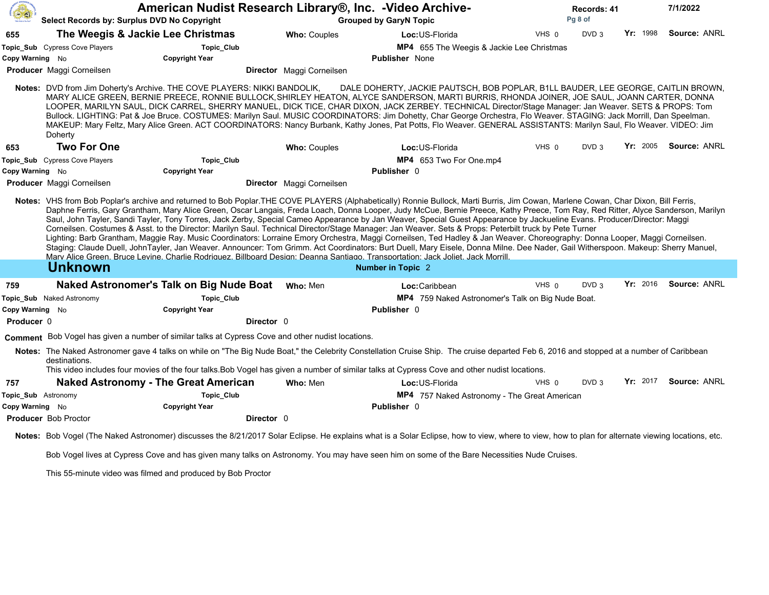655 **The Weegis & Jackie Lee Christmas** Who: Couples Loc: US-Florida VHS 0 DVD 3 Yr: 1998 Source: ANRL

Topic_Sub: Cypress Cove Players Topic_Club MP4: 655 The Weegis & Jackie Lee Christmas

Copy Warning: No Copyright Year Publisher: None

Producer: Maggi Corneilsen Director: Maggi Corneilsen

Notes: DVD from Jim Doherty's Archive. THE COVE PLAYERS: NIKKI BANDOLIK, DALE DOHERTY, JACKIE PAUTSCH, BOB POPLAR, B1LL BAUDER, LEE GEORGE, CAITLIN BROWN, MARY ALICE GREEN, BERNIE PREECE, RONNIE BULLOCK,SHIRLEY HEATON, ALYCE SANDERSON, MARTI BURRIS, RHONDA JOINER, JOE SAUL, JOANN CARTER, DONNA LOOPER, MARILYN SAUL, DICK CARREL, SHERRY MANUEL, DICK TICE, CHAR DIXON, JACK ZERBEY. TECHNICAL Director/Stage Manager: Jan Weaver. SETS & PROPS: Tom Bullock. LIGHTING: Pat & Joe Bruce. COSTUMES: Marilyn Saul. MUSIC COORDINATORS: Jim Dohetty, Char George Orchestra, Flo Weaver. STAGING: Jack Morrill, Dan Speelman. MAKEUP: Mary Feltz, Mary Alice Green. ACT COORDINATORS: Nancy Burbank, Kathy Jones, Pat Potts, Flo Weaver. GENERAL ASSISTANTS: Marilyn Saul, Flo Weaver. VIDEO: Jim Doherty

653 **Two For One** Who: Couples Loc: US-Florida VHS 0 DVD 3 Yr: 2005 Source: ANRL

Topic_Sub: Cypress Cove Players Topic_Club MP4: 653 Two For One.mp4

Copy Warning: No Copyright Year Publisher: 0

Producer: Maggi Corneilsen Director: Maggi Corneilsen

Notes: VHS from Bob Poplar's archive and returned to Bob Poplar.THE COVE PLAYERS (Alphabetically) Ronnie Bullock, Marti Burris, Jim Cowan, Marlene Cowan, Char Dixon, Bill Ferris, Daphne Ferris, Gary Grantham, Mary Alice Green, Oscar Langais, Freda Loach, Donna Looper, Judy McCue, Bernie Preece, Kathy Preece, Tom Ray, Red Ritter, Alyce Sanderson, Marilyn Saul, John Tayler, Sandi Tayler, Tony Torres, Jack Zerby, Special Cameo Appearance by Jan Weaver, Special Guest Appearance by Jackueline Evans. Producer/Director: Maggi Corneilsen. Costumes & Asst. to the Director: Marilyn Saul. Technical Director/Stage Manager: Jan Weaver. Sets & Props: Peterbilt truck by Pete Turner
Lighting: Barb Grantham, Maggie Ray. Music Coordinators: Lorraine Emory Orchestra, Maggi Corneilsen, Ted Hadley & Jan Weaver. Choreography: Donna Looper, Maggi Corneilsen. Staging: Claude Duell, JohnTayler, Jan Weaver. Announcer: Tom Grimm. Act Coordinators: Burt Duell, Mary Eisele, Donna Milne. Dee Nader, Gail Witherspoon. Makeup: Sherry Manuel, Mary Alice Green. Bruce Levine. Charlie Rodriguez. Billboard Design: Deanna Santiago. Transportation: Jack Joliet. Jack Morrill.

## Unknown

Number in Topic: 2

759 **Naked Astronomer's Talk on Big Nude Boat** Who: Men Loc: Caribbean VHS 0 DVD 3 Yr: 2016 Source: ANRL

Topic_Sub: Naked Astronomy Topic_Club MP4: 759 Naked Astronomer's Talk on Big Nude Boat.

Copy Warning: No Copyright Year Publisher: 0

Producer: 0 Director: 0

Comment: Bob Vogel has given a number of similar talks at Cypress Cove and other nudist locations.

Notes: The Naked Astronomer gave 4 talks on while on "The Big Nude Boat," the Celebrity Constellation Cruise Ship. The cruise departed Feb 6, 2016 and stopped at a number of Caribbean destinations.
This video includes four movies of the four talks.Bob Vogel has given a number of similar talks at Cypress Cove and other nudist locations.

757 **Naked Astronomy - The Great American** Who: Men Loc: US-Florida VHS 0 DVD 3 Yr: 2017 Source: ANRL

Topic_Sub: Astronomy Topic_Club MP4: 757 Naked Astronomy - The Great American

Copy Warning: No Copyright Year Publisher: 0

Producer: Bob Proctor Director: 0

Notes: Bob Vogel (The Naked Astronomer) discusses the 8/21/2017 Solar Eclipse. He explains what is a Solar Eclipse, how to view, where to view, how to plan for alternate viewing locations, etc.

Bob Vogel lives at Cypress Cove and has given many talks on Astronomy. You may have seen him on some of the Bare Necessities Nude Cruises.

This 55-minute video was filmed and produced by Bob Proctor